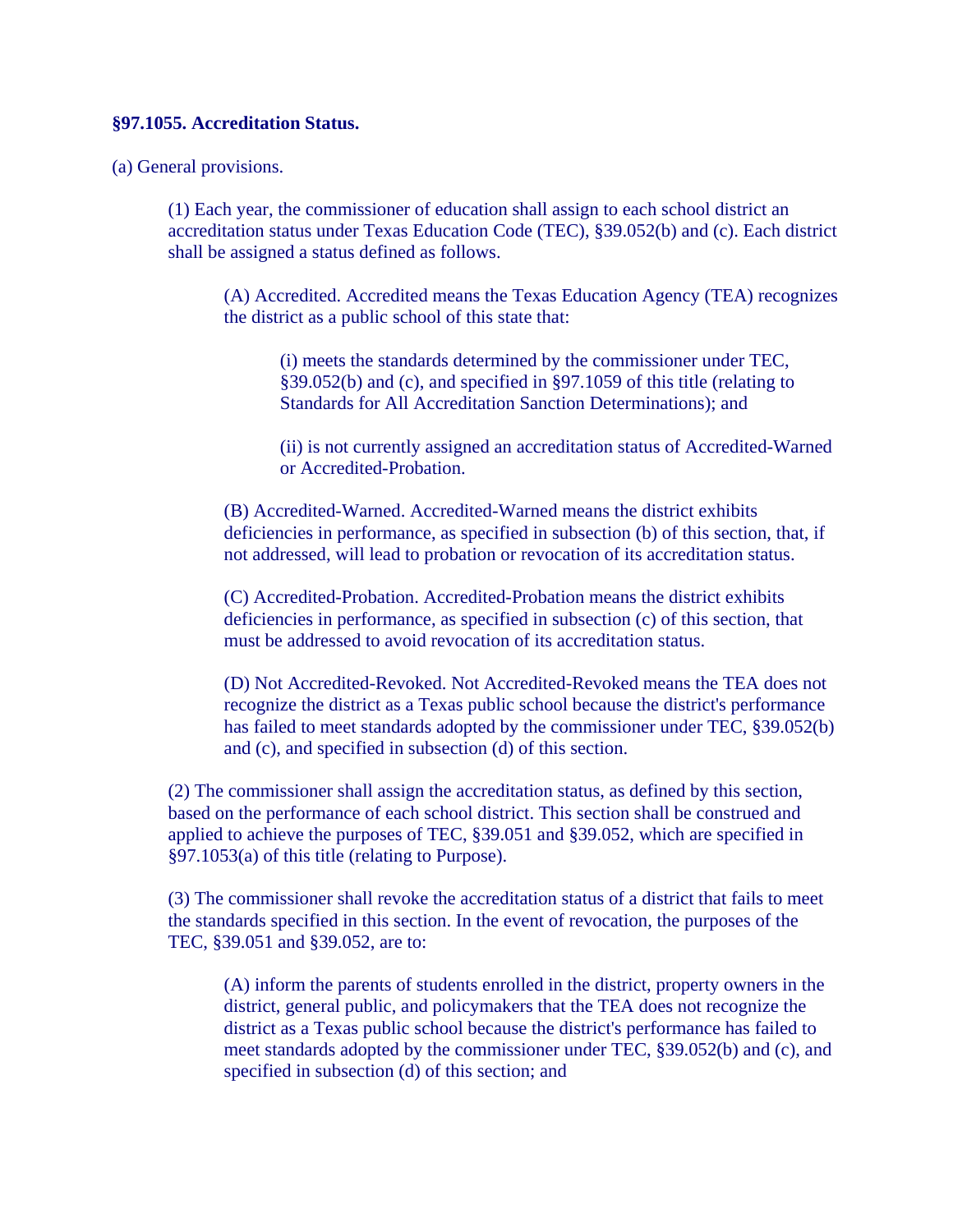**§97.1055. Accreditation Status.**

(a) General provisions.

(1) Each year, the commissioner of education shall assign to each school district an accreditation status under Texas Education Code (TEC), §39.052(b) and (c). Each district shall be assigned a status defined as follows.

(A) Accredited. Accredited means the Texas Education Agency (TEA) recognizes the district as a public school of this state that:

(i) meets the standards determined by the commissioner under TEC, §39.052(b) and (c), and specified in §97.1059 of this title (relating to Standards for All Accreditation Sanction Determinations); and

(ii) is not currently assigned an accreditation status of Accredited-Warned or Accredited-Probation.

(B) Accredited-Warned. Accredited-Warned means the district exhibits deficiencies in performance, as specified in subsection (b) of this section, that, if not addressed, will lead to probation or revocation of its accreditation status.

(C) Accredited-Probation. Accredited-Probation means the district exhibits deficiencies in performance, as specified in subsection (c) of this section, that must be addressed to avoid revocation of its accreditation status.

(D) Not Accredited-Revoked. Not Accredited-Revoked means the TEA does not recognize the district as a Texas public school because the district's performance has failed to meet standards adopted by the commissioner under TEC, §39.052(b) and (c), and specified in subsection (d) of this section.

(2) The commissioner shall assign the accreditation status, as defined by this section, based on the performance of each school district. This section shall be construed and applied to achieve the purposes of TEC, §39.051 and §39.052, which are specified in §97.1053(a) of this title (relating to Purpose).

(3) The commissioner shall revoke the accreditation status of a district that fails to meet the standards specified in this section. In the event of revocation, the purposes of the TEC, §39.051 and §39.052, are to:

(A) inform the parents of students enrolled in the district, property owners in the district, general public, and policymakers that the TEA does not recognize the district as a Texas public school because the district's performance has failed to meet standards adopted by the commissioner under TEC, §39.052(b) and (c), and specified in subsection (d) of this section; and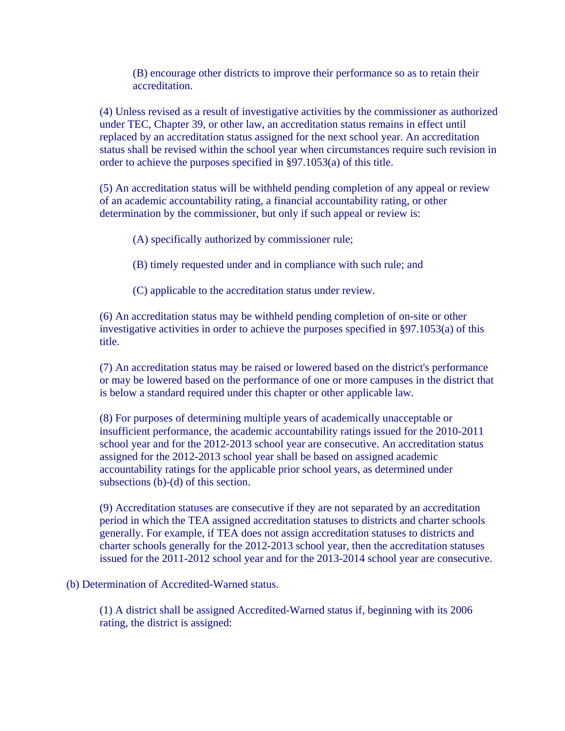(B) encourage other districts to improve their performance so as to retain their accreditation.

(4) Unless revised as a result of investigative activities by the commissioner as authorized under TEC, Chapter 39, or other law, an accreditation status remains in effect until replaced by an accreditation status assigned for the next school year. An accreditation status shall be revised within the school year when circumstances require such revision in order to achieve the purposes specified in §97.1053(a) of this title.

(5) An accreditation status will be withheld pending completion of any appeal or review of an academic accountability rating, a financial accountability rating, or other determination by the commissioner, but only if such appeal or review is:

(A) specifically authorized by commissioner rule;

(B) timely requested under and in compliance with such rule; and

(C) applicable to the accreditation status under review.

(6) An accreditation status may be withheld pending completion of on-site or other investigative activities in order to achieve the purposes specified in §97.1053(a) of this title.

(7) An accreditation status may be raised or lowered based on the district's performance or may be lowered based on the performance of one or more campuses in the district that is below a standard required under this chapter or other applicable law.

(8) For purposes of determining multiple years of academically unacceptable or insufficient performance, the academic accountability ratings issued for the 2010-2011 school year and for the 2012-2013 school year are consecutive. An accreditation status assigned for the 2012-2013 school year shall be based on assigned academic accountability ratings for the applicable prior school years, as determined under subsections (b)-(d) of this section.

(9) Accreditation statuses are consecutive if they are not separated by an accreditation period in which the TEA assigned accreditation statuses to districts and charter schools generally. For example, if TEA does not assign accreditation statuses to districts and charter schools generally for the 2012-2013 school year, then the accreditation statuses issued for the 2011-2012 school year and for the 2013-2014 school year are consecutive.

(b) Determination of Accredited-Warned status.

(1) A district shall be assigned Accredited-Warned status if, beginning with its 2006 rating, the district is assigned: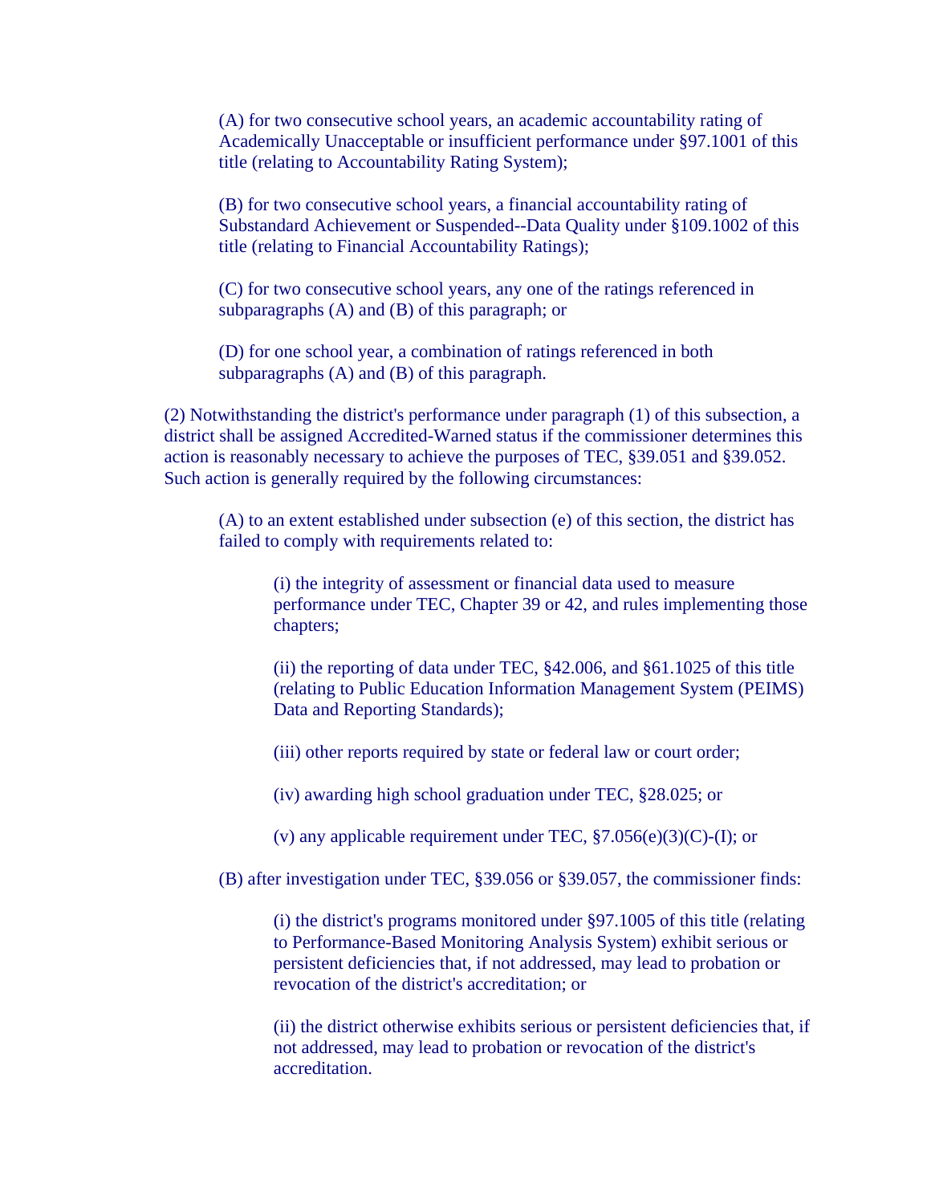(A) for two consecutive school years, an academic accountability rating of Academically Unacceptable or insufficient performance under §97.1001 of this title (relating to Accountability Rating System);

(B) for two consecutive school years, a financial accountability rating of Substandard Achievement or Suspended--Data Quality under §109.1002 of this title (relating to Financial Accountability Ratings);

(C) for two consecutive school years, any one of the ratings referenced in subparagraphs (A) and (B) of this paragraph; or

(D) for one school year, a combination of ratings referenced in both subparagraphs (A) and (B) of this paragraph.

(2) Notwithstanding the district's performance under paragraph (1) of this subsection, a district shall be assigned Accredited-Warned status if the commissioner determines this action is reasonably necessary to achieve the purposes of TEC, §39.051 and §39.052. Such action is generally required by the following circumstances:

(A) to an extent established under subsection (e) of this section, the district has failed to comply with requirements related to:

(i) the integrity of assessment or financial data used to measure performance under TEC, Chapter 39 or 42, and rules implementing those chapters;

(ii) the reporting of data under TEC, §42.006, and §61.1025 of this title (relating to Public Education Information Management System (PEIMS) Data and Reporting Standards);

(iii) other reports required by state or federal law or court order;

(iv) awarding high school graduation under TEC, §28.025; or

(v) any applicable requirement under TEC, §7.056(e)(3)(C)-(I); or

(B) after investigation under TEC, §39.056 or §39.057, the commissioner finds:

(i) the district's programs monitored under §97.1005 of this title (relating to Performance-Based Monitoring Analysis System) exhibit serious or persistent deficiencies that, if not addressed, may lead to probation or revocation of the district's accreditation; or

(ii) the district otherwise exhibits serious or persistent deficiencies that, if not addressed, may lead to probation or revocation of the district's accreditation.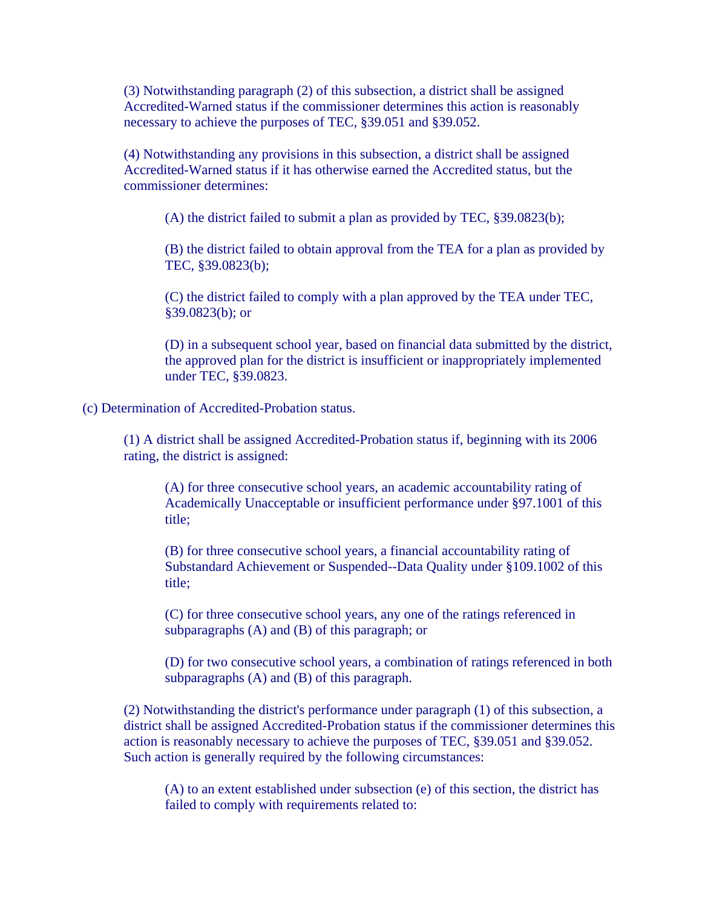(3) Notwithstanding paragraph (2) of this subsection, a district shall be assigned Accredited-Warned status if the commissioner determines this action is reasonably necessary to achieve the purposes of TEC, §39.051 and §39.052.

(4) Notwithstanding any provisions in this subsection, a district shall be assigned Accredited-Warned status if it has otherwise earned the Accredited status, but the commissioner determines:

(A) the district failed to submit a plan as provided by TEC, §39.0823(b);

(B) the district failed to obtain approval from the TEA for a plan as provided by TEC, §39.0823(b);

(C) the district failed to comply with a plan approved by the TEA under TEC, §39.0823(b); or

(D) in a subsequent school year, based on financial data submitted by the district, the approved plan for the district is insufficient or inappropriately implemented under TEC, §39.0823.

(c) Determination of Accredited-Probation status.

(1) A district shall be assigned Accredited-Probation status if, beginning with its 2006 rating, the district is assigned:

(A) for three consecutive school years, an academic accountability rating of Academically Unacceptable or insufficient performance under §97.1001 of this title;

(B) for three consecutive school years, a financial accountability rating of Substandard Achievement or Suspended--Data Quality under §109.1002 of this title;

(C) for three consecutive school years, any one of the ratings referenced in subparagraphs (A) and (B) of this paragraph; or

(D) for two consecutive school years, a combination of ratings referenced in both subparagraphs (A) and (B) of this paragraph.

(2) Notwithstanding the district's performance under paragraph (1) of this subsection, a district shall be assigned Accredited-Probation status if the commissioner determines this action is reasonably necessary to achieve the purposes of TEC, §39.051 and §39.052. Such action is generally required by the following circumstances:

(A) to an extent established under subsection (e) of this section, the district has failed to comply with requirements related to: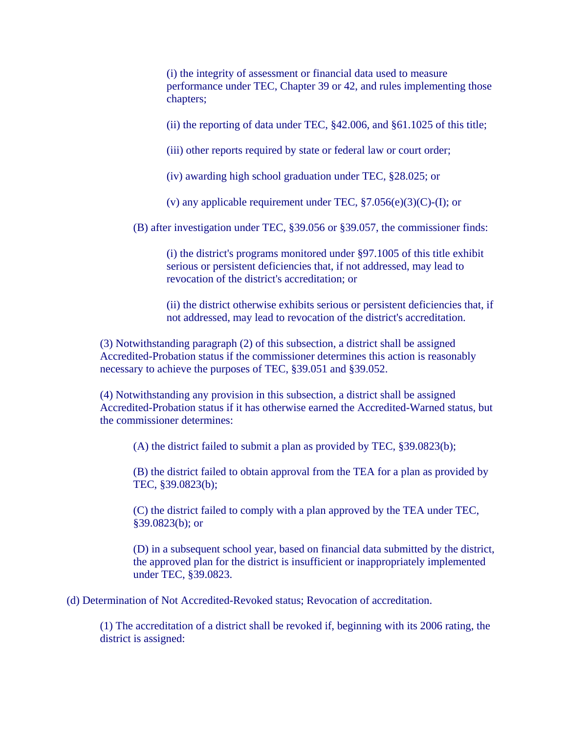(i) the integrity of assessment or financial data used to measure performance under TEC, Chapter 39 or 42, and rules implementing those chapters;

(ii) the reporting of data under TEC, §42.006, and §61.1025 of this title;

(iii) other reports required by state or federal law or court order;

(iv) awarding high school graduation under TEC, §28.025; or

(v) any applicable requirement under TEC, §7.056(e)(3)(C)-(I); or

(B) after investigation under TEC, §39.056 or §39.057, the commissioner finds:

(i) the district's programs monitored under §97.1005 of this title exhibit serious or persistent deficiencies that, if not addressed, may lead to revocation of the district's accreditation; or

(ii) the district otherwise exhibits serious or persistent deficiencies that, if not addressed, may lead to revocation of the district's accreditation.

(3) Notwithstanding paragraph (2) of this subsection, a district shall be assigned Accredited-Probation status if the commissioner determines this action is reasonably necessary to achieve the purposes of TEC, §39.051 and §39.052.

(4) Notwithstanding any provision in this subsection, a district shall be assigned Accredited-Probation status if it has otherwise earned the Accredited-Warned status, but the commissioner determines:

(A) the district failed to submit a plan as provided by TEC, §39.0823(b);

(B) the district failed to obtain approval from the TEA for a plan as provided by TEC, §39.0823(b);

(C) the district failed to comply with a plan approved by the TEA under TEC, §39.0823(b); or

(D) in a subsequent school year, based on financial data submitted by the district, the approved plan for the district is insufficient or inappropriately implemented under TEC, §39.0823.

(d) Determination of Not Accredited-Revoked status; Revocation of accreditation.

(1) The accreditation of a district shall be revoked if, beginning with its 2006 rating, the district is assigned: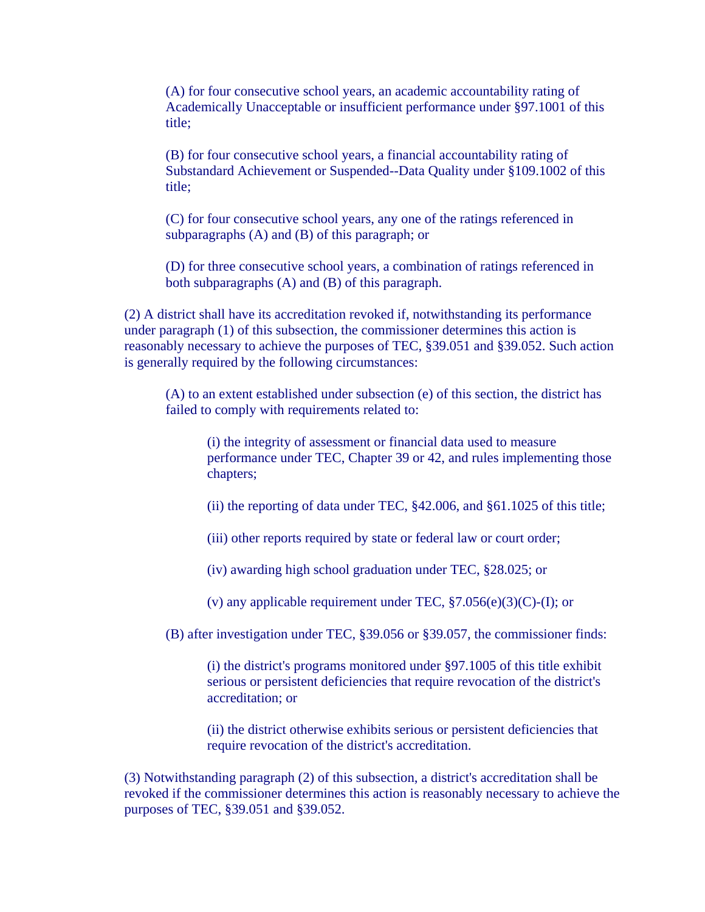(A) for four consecutive school years, an academic accountability rating of Academically Unacceptable or insufficient performance under §97.1001 of this title;

(B) for four consecutive school years, a financial accountability rating of Substandard Achievement or Suspended--Data Quality under §109.1002 of this title;

(C) for four consecutive school years, any one of the ratings referenced in subparagraphs (A) and (B) of this paragraph; or

(D) for three consecutive school years, a combination of ratings referenced in both subparagraphs (A) and (B) of this paragraph.

(2) A district shall have its accreditation revoked if, notwithstanding its performance under paragraph (1) of this subsection, the commissioner determines this action is reasonably necessary to achieve the purposes of TEC, §39.051 and §39.052. Such action is generally required by the following circumstances:

(A) to an extent established under subsection (e) of this section, the district has failed to comply with requirements related to:

(i) the integrity of assessment or financial data used to measure performance under TEC, Chapter 39 or 42, and rules implementing those chapters;

(ii) the reporting of data under TEC, §42.006, and §61.1025 of this title;

(iii) other reports required by state or federal law or court order;

(iv) awarding high school graduation under TEC, §28.025; or

(v) any applicable requirement under TEC, §7.056(e)(3)(C)-(I); or

(B) after investigation under TEC, §39.056 or §39.057, the commissioner finds:

(i) the district's programs monitored under §97.1005 of this title exhibit serious or persistent deficiencies that require revocation of the district's accreditation; or

(ii) the district otherwise exhibits serious or persistent deficiencies that require revocation of the district's accreditation.

(3) Notwithstanding paragraph (2) of this subsection, a district's accreditation shall be revoked if the commissioner determines this action is reasonably necessary to achieve the purposes of TEC, §39.051 and §39.052.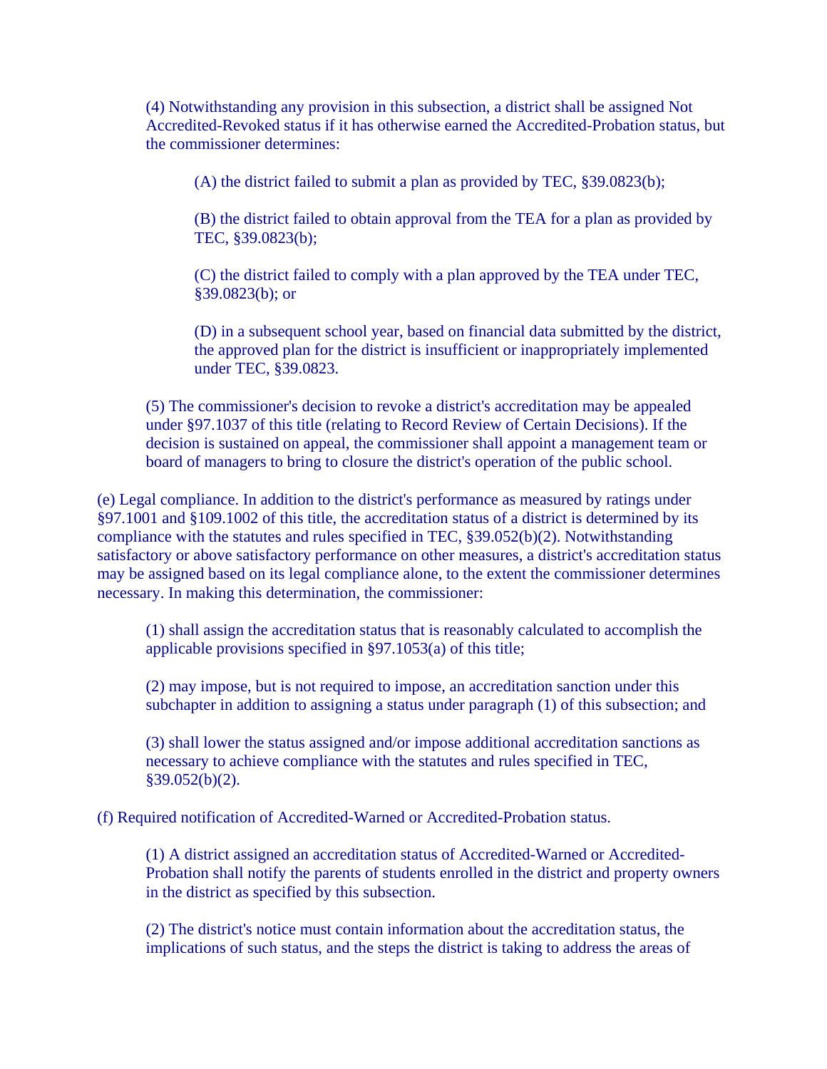(4) Notwithstanding any provision in this subsection, a district shall be assigned Not Accredited-Revoked status if it has otherwise earned the Accredited-Probation status, but the commissioner determines:

(A) the district failed to submit a plan as provided by TEC, §39.0823(b);

(B) the district failed to obtain approval from the TEA for a plan as provided by TEC, §39.0823(b);

(C) the district failed to comply with a plan approved by the TEA under TEC, §39.0823(b); or

(D) in a subsequent school year, based on financial data submitted by the district, the approved plan for the district is insufficient or inappropriately implemented under TEC, §39.0823.

(5) The commissioner's decision to revoke a district's accreditation may be appealed under §97.1037 of this title (relating to Record Review of Certain Decisions). If the decision is sustained on appeal, the commissioner shall appoint a management team or board of managers to bring to closure the district's operation of the public school.

(e) Legal compliance. In addition to the district's performance as measured by ratings under §97.1001 and §109.1002 of this title, the accreditation status of a district is determined by its compliance with the statutes and rules specified in TEC, §39.052(b)(2). Notwithstanding satisfactory or above satisfactory performance on other measures, a district's accreditation status may be assigned based on its legal compliance alone, to the extent the commissioner determines necessary. In making this determination, the commissioner:

(1) shall assign the accreditation status that is reasonably calculated to accomplish the applicable provisions specified in §97.1053(a) of this title;

(2) may impose, but is not required to impose, an accreditation sanction under this subchapter in addition to assigning a status under paragraph (1) of this subsection; and

(3) shall lower the status assigned and/or impose additional accreditation sanctions as necessary to achieve compliance with the statutes and rules specified in TEC, §39.052(b)(2).

(f) Required notification of Accredited-Warned or Accredited-Probation status.

(1) A district assigned an accreditation status of Accredited-Warned or Accredited-Probation shall notify the parents of students enrolled in the district and property owners in the district as specified by this subsection.

(2) The district's notice must contain information about the accreditation status, the implications of such status, and the steps the district is taking to address the areas of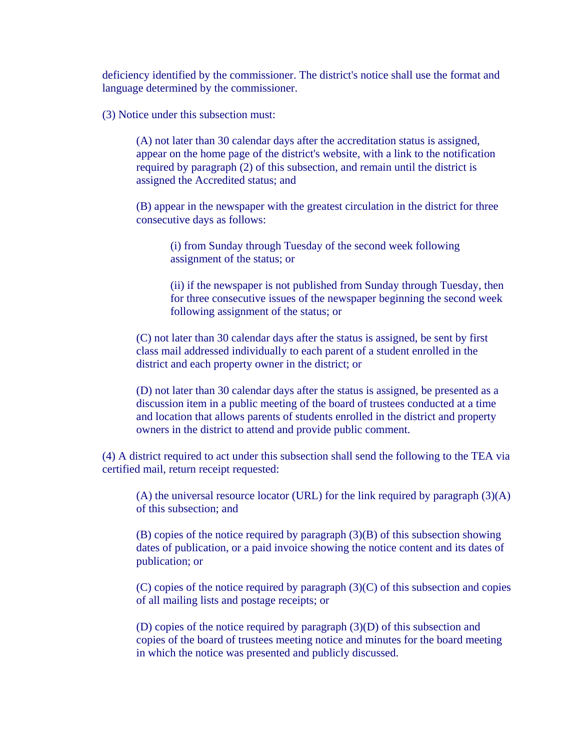deficiency identified by the commissioner. The district's notice shall use the format and language determined by the commissioner.

(3) Notice under this subsection must:

> (A) not later than 30 calendar days after the accreditation status is assigned, appear on the home page of the district's website, with a link to the notification required by paragraph (2) of this subsection, and remain until the district is assigned the Accredited status; and
>
> (B) appear in the newspaper with the greatest circulation in the district for three consecutive days as follows:
>
> > (i) from Sunday through Tuesday of the second week following assignment of the status; or
> >
> > (ii) if the newspaper is not published from Sunday through Tuesday, then for three consecutive issues of the newspaper beginning the second week following assignment of the status; or
>
> (C) not later than 30 calendar days after the status is assigned, be sent by first class mail addressed individually to each parent of a student enrolled in the district and each property owner in the district; or
>
> (D) not later than 30 calendar days after the status is assigned, be presented as a discussion item in a public meeting of the board of trustees conducted at a time and location that allows parents of students enrolled in the district and property owners in the district to attend and provide public comment.

(4) A district required to act under this subsection shall send the following to the TEA via certified mail, return receipt requested:

> (A) the universal resource locator (URL) for the link required by paragraph (3)(A) of this subsection; and
>
> (B) copies of the notice required by paragraph (3)(B) of this subsection showing dates of publication, or a paid invoice showing the notice content and its dates of publication; or
>
> (C) copies of the notice required by paragraph (3)(C) of this subsection and copies of all mailing lists and postage receipts; or
>
> (D) copies of the notice required by paragraph (3)(D) of this subsection and copies of the board of trustees meeting notice and minutes for the board meeting in which the notice was presented and publicly discussed.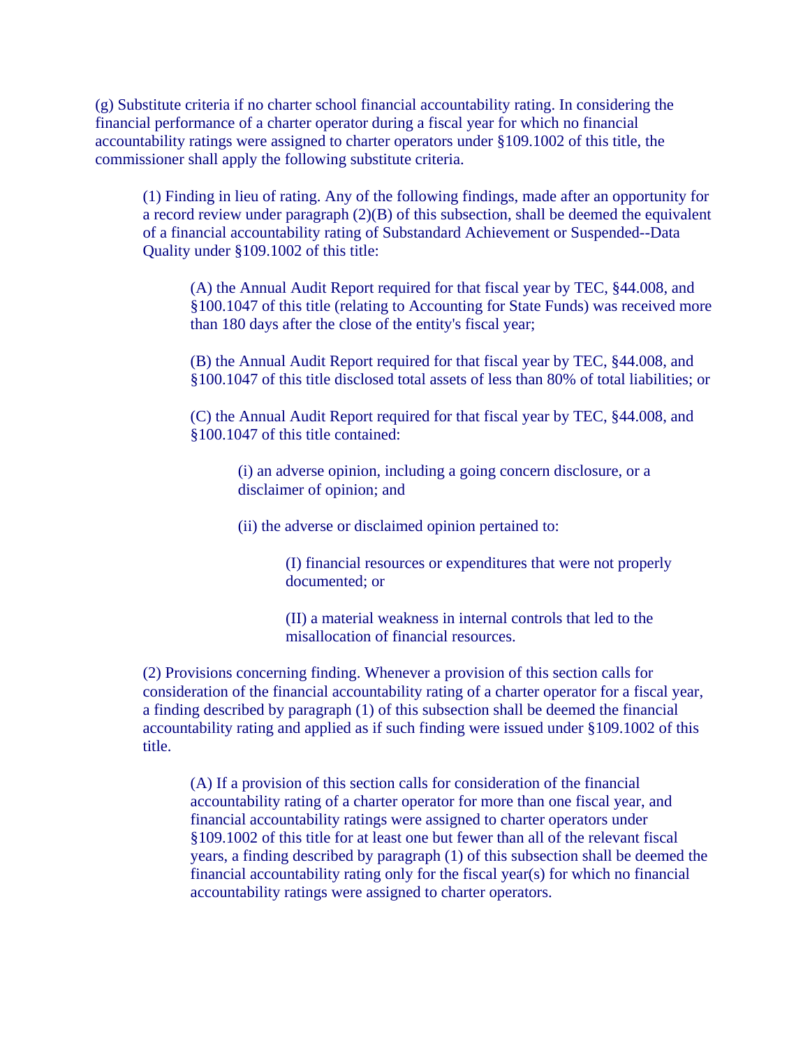(g) Substitute criteria if no charter school financial accountability rating. In considering the financial performance of a charter operator during a fiscal year for which no financial accountability ratings were assigned to charter operators under §109.1002 of this title, the commissioner shall apply the following substitute criteria.

(1) Finding in lieu of rating. Any of the following findings, made after an opportunity for a record review under paragraph (2)(B) of this subsection, shall be deemed the equivalent of a financial accountability rating of Substandard Achievement or Suspended--Data Quality under §109.1002 of this title:

(A) the Annual Audit Report required for that fiscal year by TEC, §44.008, and §100.1047 of this title (relating to Accounting for State Funds) was received more than 180 days after the close of the entity's fiscal year;

(B) the Annual Audit Report required for that fiscal year by TEC, §44.008, and §100.1047 of this title disclosed total assets of less than 80% of total liabilities; or

(C) the Annual Audit Report required for that fiscal year by TEC, §44.008, and §100.1047 of this title contained:

(i) an adverse opinion, including a going concern disclosure, or a disclaimer of opinion; and

(ii) the adverse or disclaimed opinion pertained to:

(I) financial resources or expenditures that were not properly documented; or

(II) a material weakness in internal controls that led to the misallocation of financial resources.

(2) Provisions concerning finding. Whenever a provision of this section calls for consideration of the financial accountability rating of a charter operator for a fiscal year, a finding described by paragraph (1) of this subsection shall be deemed the financial accountability rating and applied as if such finding were issued under §109.1002 of this title.

(A) If a provision of this section calls for consideration of the financial accountability rating of a charter operator for more than one fiscal year, and financial accountability ratings were assigned to charter operators under §109.1002 of this title for at least one but fewer than all of the relevant fiscal years, a finding described by paragraph (1) of this subsection shall be deemed the financial accountability rating only for the fiscal year(s) for which no financial accountability ratings were assigned to charter operators.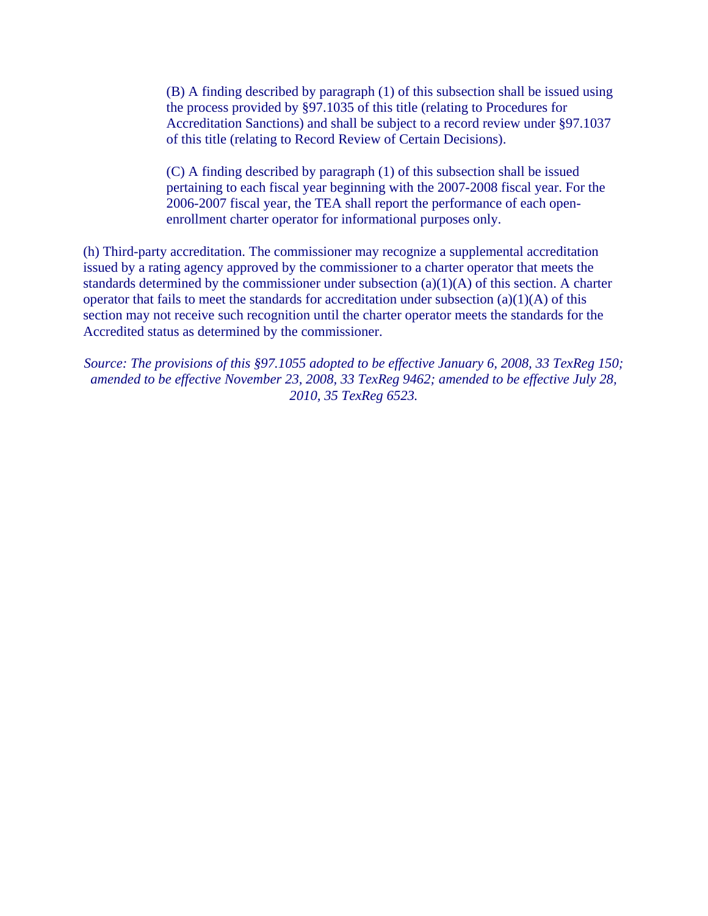(B) A finding described by paragraph (1) of this subsection shall be issued using the process provided by §97.1035 of this title (relating to Procedures for Accreditation Sanctions) and shall be subject to a record review under §97.1037 of this title (relating to Record Review of Certain Decisions).

(C) A finding described by paragraph (1) of this subsection shall be issued pertaining to each fiscal year beginning with the 2007-2008 fiscal year. For the 2006-2007 fiscal year, the TEA shall report the performance of each open-enrollment charter operator for informational purposes only.

(h) Third-party accreditation. The commissioner may recognize a supplemental accreditation issued by a rating agency approved by the commissioner to a charter operator that meets the standards determined by the commissioner under subsection (a)(1)(A) of this section. A charter operator that fails to meet the standards for accreditation under subsection (a)(1)(A) of this section may not receive such recognition until the charter operator meets the standards for the Accredited status as determined by the commissioner.

*Source: The provisions of this §97.1055 adopted to be effective January 6, 2008, 33 TexReg 150; amended to be effective November 23, 2008, 33 TexReg 9462; amended to be effective July 28, 2010, 35 TexReg 6523.*